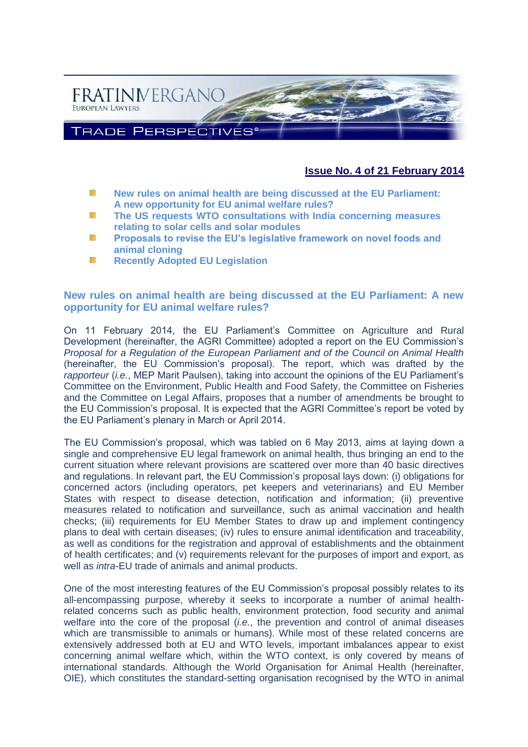FRATINIVERGANO
EUROPEAN LAWYERS

TRADE PERSPECTIVES®

**Issue No. 4 of 21 February 2014**

- **New rules on animal health are being discussed at the EU Parliament: A new opportunity for EU animal welfare rules?**
- **The US requests WTO consultations with India concerning measures relating to solar cells and solar modules**
- **Proposals to revise the EU's legislative framework on novel foods and animal cloning**
- **Recently Adopted EU Legislation**

## New rules on animal health are being discussed at the EU Parliament: A new opportunity for EU animal welfare rules?

On 11 February 2014, the EU Parliament's Committee on Agriculture and Rural Development (hereinafter, the AGRI Committee) adopted a report on the EU Commission's *Proposal for a Regulation of the European Parliament and of the Council on Animal Health* (hereinafter, the EU Commission's proposal). The report, which was drafted by the *rapporteur* (*i.e.*, MEP Marit Paulsen), taking into account the opinions of the EU Parliament's Committee on the Environment, Public Health and Food Safety, the Committee on Fisheries and the Committee on Legal Affairs, proposes that a number of amendments be brought to the EU Commission's proposal. It is expected that the AGRI Committee's report be voted by the EU Parliament's plenary in March or April 2014.

The EU Commission's proposal, which was tabled on 6 May 2013, aims at laying down a single and comprehensive EU legal framework on animal health, thus bringing an end to the current situation where relevant provisions are scattered over more than 40 basic directives and regulations. In relevant part, the EU Commission's proposal lays down: (i) obligations for concerned actors (including operators, pet keepers and veterinarians) and EU Member States with respect to disease detection, notification and information; (ii) preventive measures related to notification and surveillance, such as animal vaccination and health checks; (iii) requirements for EU Member States to draw up and implement contingency plans to deal with certain diseases; (iv) rules to ensure animal identification and traceability, as well as conditions for the registration and approval of establishments and the obtainment of health certificates; and (v) requirements relevant for the purposes of import and export, as well as *intra*-EU trade of animals and animal products.

One of the most interesting features of the EU Commission's proposal possibly relates to its all-encompassing purpose, whereby it seeks to incorporate a number of animal health-related concerns such as public health, environment protection, food security and animal welfare into the core of the proposal (*i.e.*, the prevention and control of animal diseases which are transmissible to animals or humans). While most of these related concerns are extensively addressed both at EU and WTO levels, important imbalances appear to exist concerning animal welfare which, within the WTO context, is only covered by means of international standards. Although the World Organisation for Animal Health (hereinafter, OIE), which constitutes the standard-setting organisation recognised by the WTO in animal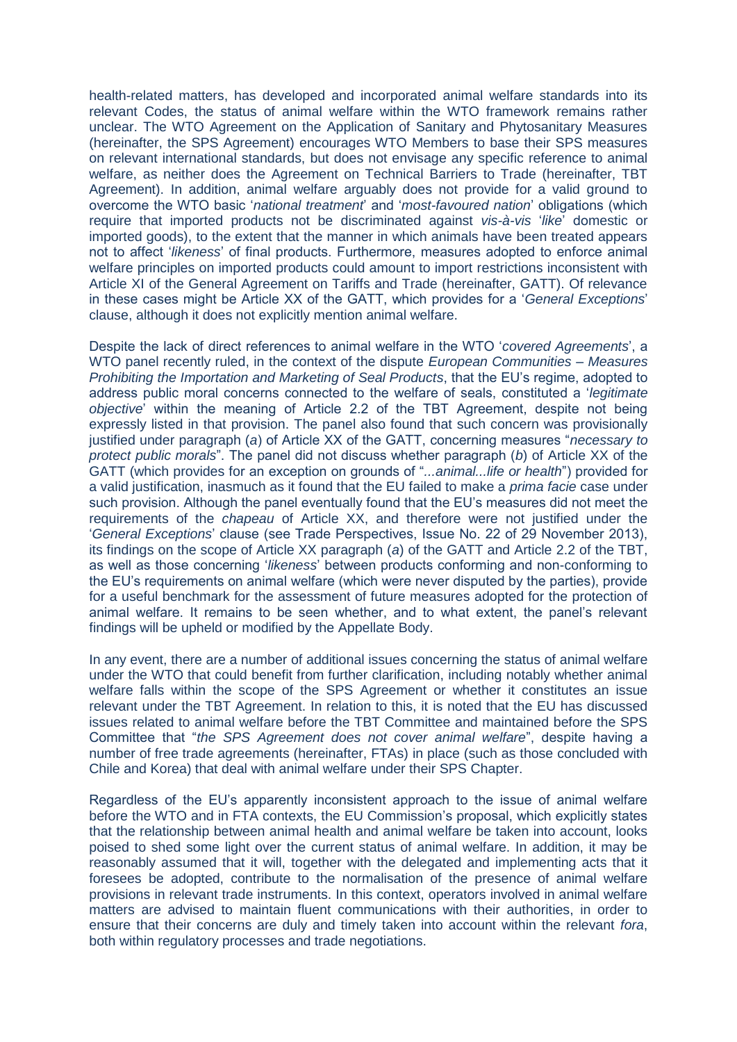health-related matters, has developed and incorporated animal welfare standards into its relevant Codes, the status of animal welfare within the WTO framework remains rather unclear. The WTO Agreement on the Application of Sanitary and Phytosanitary Measures (hereinafter, the SPS Agreement) encourages WTO Members to base their SPS measures on relevant international standards, but does not envisage any specific reference to animal welfare, as neither does the Agreement on Technical Barriers to Trade (hereinafter, TBT Agreement). In addition, animal welfare arguably does not provide for a valid ground to overcome the WTO basic '*national treatment*' and '*most-favoured nation*' obligations (which require that imported products not be discriminated against *vis-à-vis* '*like*' domestic or imported goods), to the extent that the manner in which animals have been treated appears not to affect '*likeness*' of final products. Furthermore, measures adopted to enforce animal welfare principles on imported products could amount to import restrictions inconsistent with Article XI of the General Agreement on Tariffs and Trade (hereinafter, GATT). Of relevance in these cases might be Article XX of the GATT, which provides for a '*General Exceptions*' clause, although it does not explicitly mention animal welfare.

Despite the lack of direct references to animal welfare in the WTO '*covered Agreements*', a WTO panel recently ruled, in the context of the dispute *European Communities – Measures Prohibiting the Importation and Marketing of Seal Products*, that the EU's regime, adopted to address public moral concerns connected to the welfare of seals, constituted a '*legitimate objective*' within the meaning of Article 2.2 of the TBT Agreement, despite not being expressly listed in that provision. The panel also found that such concern was provisionally justified under paragraph (*a*) of Article XX of the GATT, concerning measures "*necessary to protect public morals*". The panel did not discuss whether paragraph (*b*) of Article XX of the GATT (which provides for an exception on grounds of "*...animal...life or health*") provided for a valid justification, inasmuch as it found that the EU failed to make a *prima facie* case under such provision. Although the panel eventually found that the EU's measures did not meet the requirements of the *chapeau* of Article XX, and therefore were not justified under the '*General Exceptions*' clause (see Trade Perspectives, Issue No. 22 of 29 November 2013), its findings on the scope of Article XX paragraph (*a*) of the GATT and Article 2.2 of the TBT, as well as those concerning '*likeness*' between products conforming and non-conforming to the EU's requirements on animal welfare (which were never disputed by the parties), provide for a useful benchmark for the assessment of future measures adopted for the protection of animal welfare. It remains to be seen whether, and to what extent, the panel's relevant findings will be upheld or modified by the Appellate Body.

In any event, there are a number of additional issues concerning the status of animal welfare under the WTO that could benefit from further clarification, including notably whether animal welfare falls within the scope of the SPS Agreement or whether it constitutes an issue relevant under the TBT Agreement. In relation to this, it is noted that the EU has discussed issues related to animal welfare before the TBT Committee and maintained before the SPS Committee that "*the SPS Agreement does not cover animal welfare*", despite having a number of free trade agreements (hereinafter, FTAs) in place (such as those concluded with Chile and Korea) that deal with animal welfare under their SPS Chapter.

Regardless of the EU's apparently inconsistent approach to the issue of animal welfare before the WTO and in FTA contexts, the EU Commission's proposal, which explicitly states that the relationship between animal health and animal welfare be taken into account, looks poised to shed some light over the current status of animal welfare. In addition, it may be reasonably assumed that it will, together with the delegated and implementing acts that it foresees be adopted, contribute to the normalisation of the presence of animal welfare provisions in relevant trade instruments. In this context, operators involved in animal welfare matters are advised to maintain fluent communications with their authorities, in order to ensure that their concerns are duly and timely taken into account within the relevant *fora*, both within regulatory processes and trade negotiations.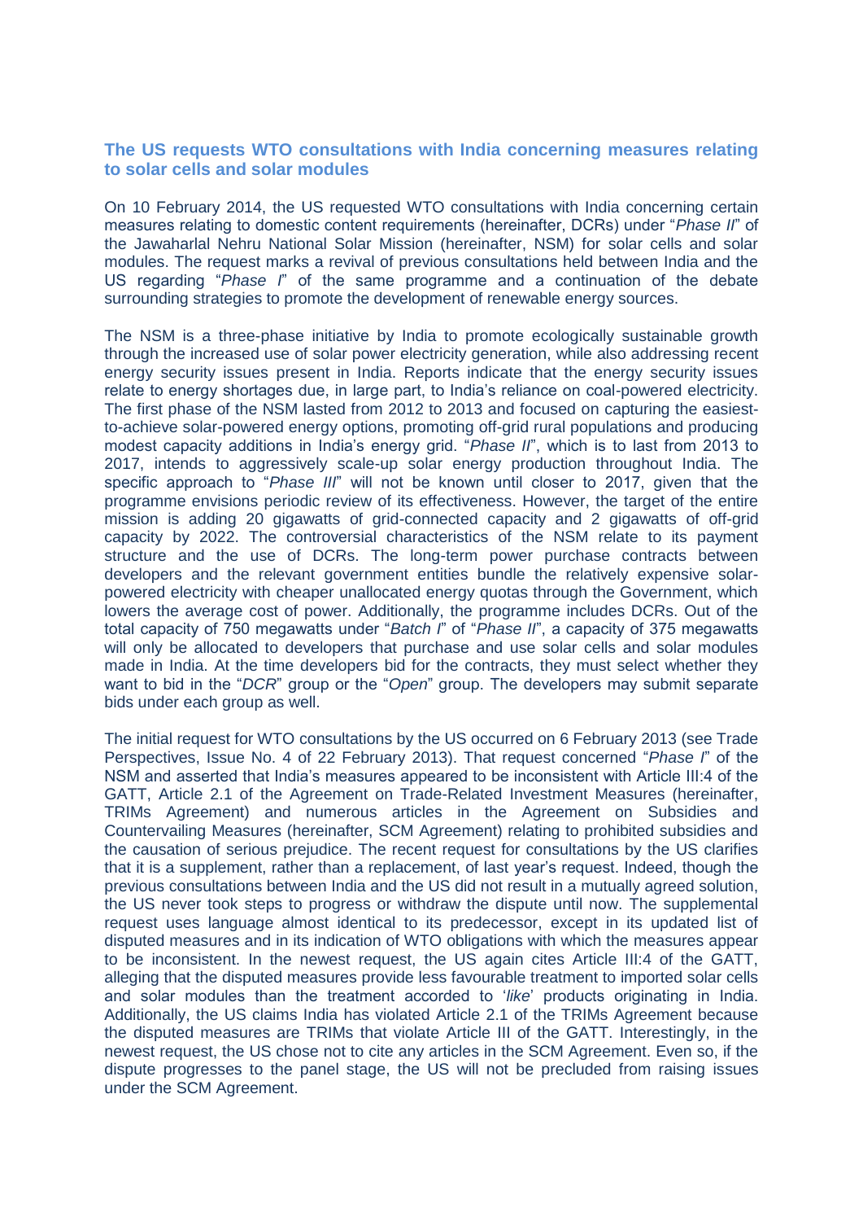## The US requests WTO consultations with India concerning measures relating to solar cells and solar modules

On 10 February 2014, the US requested WTO consultations with India concerning certain measures relating to domestic content requirements (hereinafter, DCRs) under "*Phase II*" of the Jawaharlal Nehru National Solar Mission (hereinafter, NSM) for solar cells and solar modules. The request marks a revival of previous consultations held between India and the US regarding "*Phase I*" of the same programme and a continuation of the debate surrounding strategies to promote the development of renewable energy sources.

The NSM is a three-phase initiative by India to promote ecologically sustainable growth through the increased use of solar power electricity generation, while also addressing recent energy security issues present in India. Reports indicate that the energy security issues relate to energy shortages due, in large part, to India's reliance on coal-powered electricity. The first phase of the NSM lasted from 2012 to 2013 and focused on capturing the easiest-to-achieve solar-powered energy options, promoting off-grid rural populations and producing modest capacity additions in India's energy grid. "*Phase II*", which is to last from 2013 to 2017, intends to aggressively scale-up solar energy production throughout India. The specific approach to "*Phase III*" will not be known until closer to 2017, given that the programme envisions periodic review of its effectiveness. However, the target of the entire mission is adding 20 gigawatts of grid-connected capacity and 2 gigawatts of off-grid capacity by 2022. The controversial characteristics of the NSM relate to its payment structure and the use of DCRs. The long-term power purchase contracts between developers and the relevant government entities bundle the relatively expensive solar-powered electricity with cheaper unallocated energy quotas through the Government, which lowers the average cost of power. Additionally, the programme includes DCRs. Out of the total capacity of 750 megawatts under "*Batch I*" of "*Phase II*", a capacity of 375 megawatts will only be allocated to developers that purchase and use solar cells and solar modules made in India. At the time developers bid for the contracts, they must select whether they want to bid in the "*DCR*" group or the "*Open*" group. The developers may submit separate bids under each group as well.

The initial request for WTO consultations by the US occurred on 6 February 2013 (see Trade Perspectives, Issue No. 4 of 22 February 2013). That request concerned "*Phase I*" of the NSM and asserted that India's measures appeared to be inconsistent with Article III:4 of the GATT, Article 2.1 of the Agreement on Trade-Related Investment Measures (hereinafter, TRIMs Agreement) and numerous articles in the Agreement on Subsidies and Countervailing Measures (hereinafter, SCM Agreement) relating to prohibited subsidies and the causation of serious prejudice. The recent request for consultations by the US clarifies that it is a supplement, rather than a replacement, of last year's request. Indeed, though the previous consultations between India and the US did not result in a mutually agreed solution, the US never took steps to progress or withdraw the dispute until now. The supplemental request uses language almost identical to its predecessor, except in its updated list of disputed measures and in its indication of WTO obligations with which the measures appear to be inconsistent. In the newest request, the US again cites Article III:4 of the GATT, alleging that the disputed measures provide less favourable treatment to imported solar cells and solar modules than the treatment accorded to '*like*' products originating in India. Additionally, the US claims India has violated Article 2.1 of the TRIMs Agreement because the disputed measures are TRIMs that violate Article III of the GATT. Interestingly, in the newest request, the US chose not to cite any articles in the SCM Agreement. Even so, if the dispute progresses to the panel stage, the US will not be precluded from raising issues under the SCM Agreement.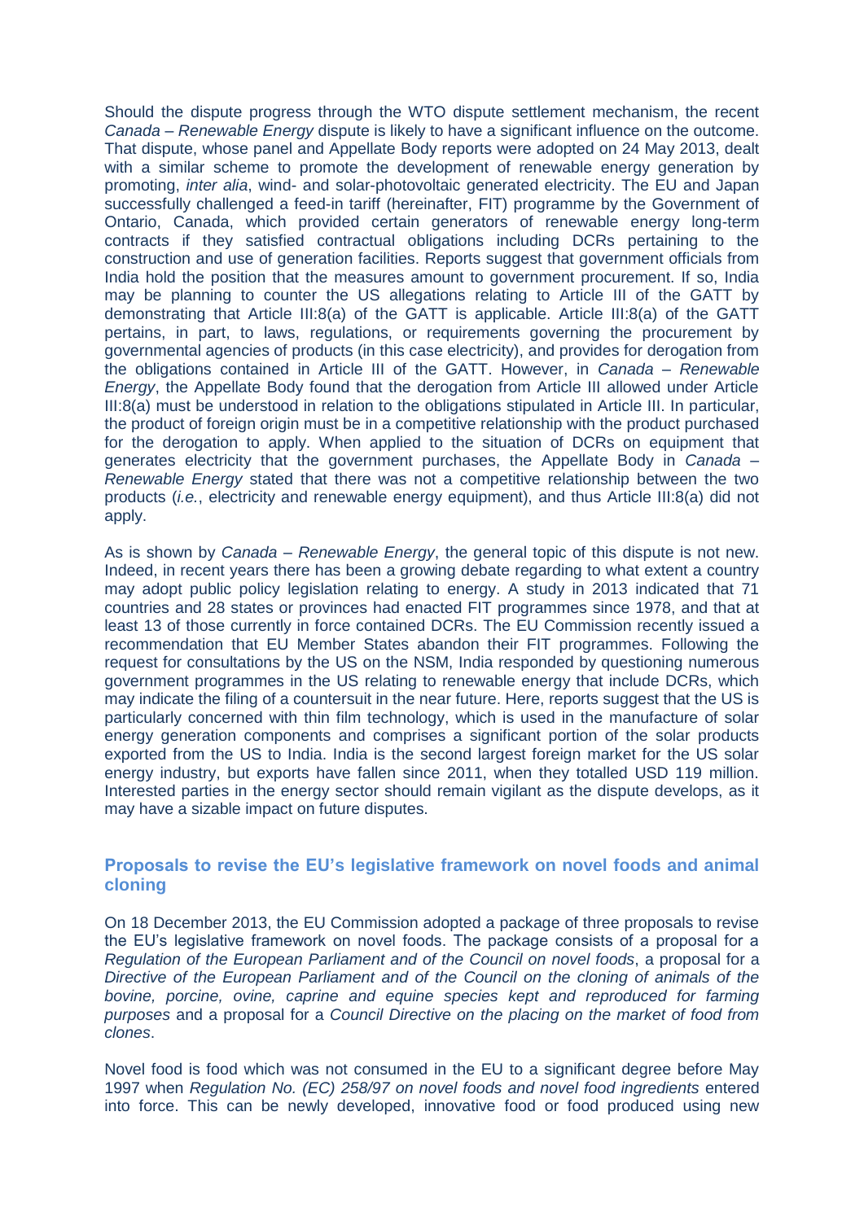Should the dispute progress through the WTO dispute settlement mechanism, the recent *Canada – Renewable Energy* dispute is likely to have a significant influence on the outcome. That dispute, whose panel and Appellate Body reports were adopted on 24 May 2013, dealt with a similar scheme to promote the development of renewable energy generation by promoting, *inter alia*, wind- and solar-photovoltaic generated electricity. The EU and Japan successfully challenged a feed-in tariff (hereinafter, FIT) programme by the Government of Ontario, Canada, which provided certain generators of renewable energy long-term contracts if they satisfied contractual obligations including DCRs pertaining to the construction and use of generation facilities. Reports suggest that government officials from India hold the position that the measures amount to government procurement. If so, India may be planning to counter the US allegations relating to Article III of the GATT by demonstrating that Article III:8(a) of the GATT is applicable. Article III:8(a) of the GATT pertains, in part, to laws, regulations, or requirements governing the procurement by governmental agencies of products (in this case electricity), and provides for derogation from the obligations contained in Article III of the GATT. However, in *Canada – Renewable Energy*, the Appellate Body found that the derogation from Article III allowed under Article III:8(a) must be understood in relation to the obligations stipulated in Article III. In particular, the product of foreign origin must be in a competitive relationship with the product purchased for the derogation to apply. When applied to the situation of DCRs on equipment that generates electricity that the government purchases, the Appellate Body in *Canada – Renewable Energy* stated that there was not a competitive relationship between the two products (*i.e.*, electricity and renewable energy equipment), and thus Article III:8(a) did not apply.

As is shown by *Canada – Renewable Energy*, the general topic of this dispute is not new. Indeed, in recent years there has been a growing debate regarding to what extent a country may adopt public policy legislation relating to energy. A study in 2013 indicated that 71 countries and 28 states or provinces had enacted FIT programmes since 1978, and that at least 13 of those currently in force contained DCRs. The EU Commission recently issued a recommendation that EU Member States abandon their FIT programmes. Following the request for consultations by the US on the NSM, India responded by questioning numerous government programmes in the US relating to renewable energy that include DCRs, which may indicate the filing of a countersuit in the near future. Here, reports suggest that the US is particularly concerned with thin film technology, which is used in the manufacture of solar energy generation components and comprises a significant portion of the solar products exported from the US to India. India is the second largest foreign market for the US solar energy industry, but exports have fallen since 2011, when they totalled USD 119 million. Interested parties in the energy sector should remain vigilant as the dispute develops, as it may have a sizable impact on future disputes.

## Proposals to revise the EU's legislative framework on novel foods and animal cloning

On 18 December 2013, the EU Commission adopted a package of three proposals to revise the EU's legislative framework on novel foods. The package consists of a proposal for a *Regulation of the European Parliament and of the Council on novel foods*, a proposal for a *Directive of the European Parliament and of the Council on the cloning of animals of the bovine, porcine, ovine, caprine and equine species kept and reproduced for farming purposes* and a proposal for a *Council Directive on the placing on the market of food from clones*.

Novel food is food which was not consumed in the EU to a significant degree before May 1997 when *Regulation No. (EC) 258/97 on novel foods and novel food ingredients* entered into force. This can be newly developed, innovative food or food produced using new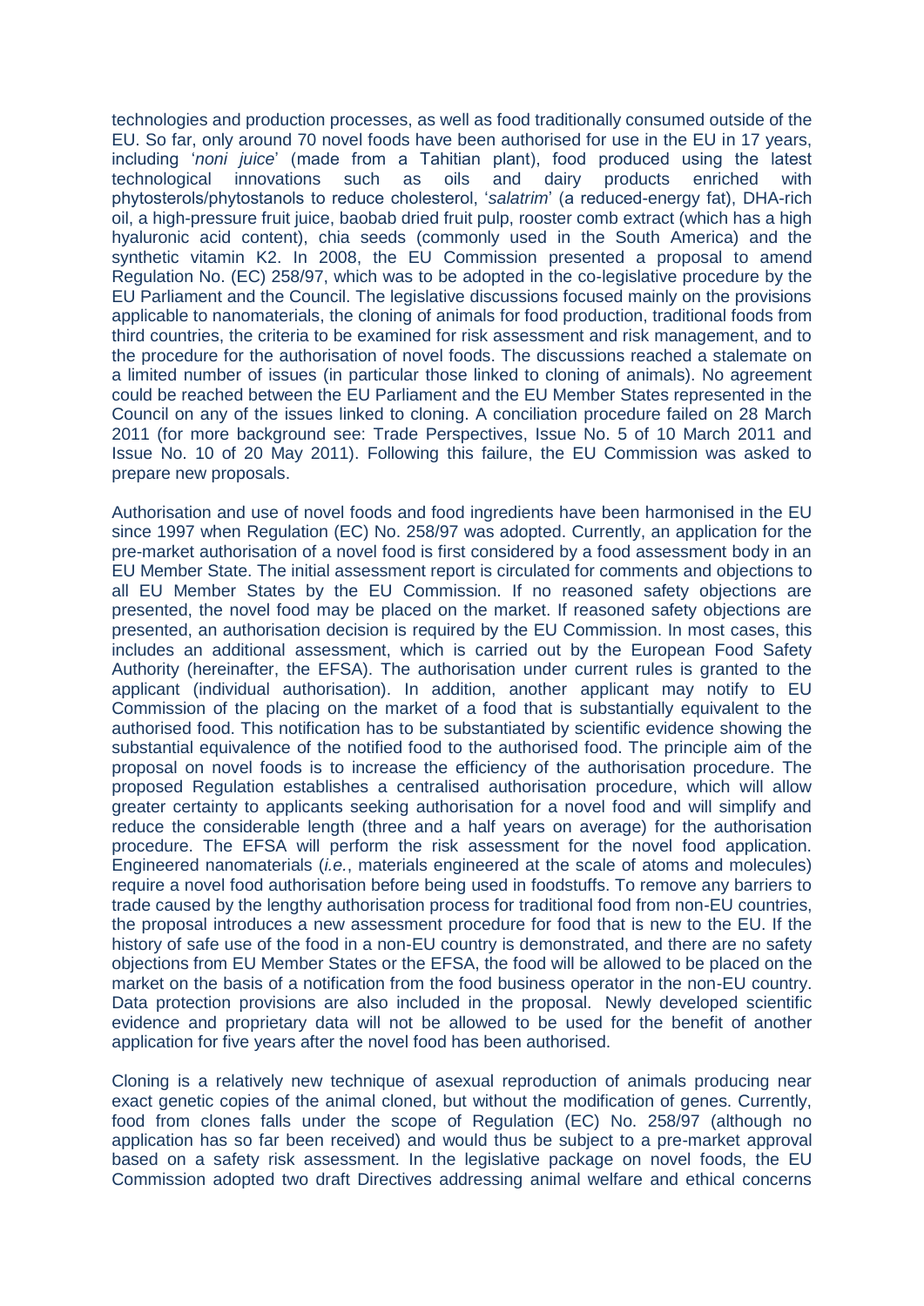technologies and production processes, as well as food traditionally consumed outside of the EU. So far, only around 70 novel foods have been authorised for use in the EU in 17 years, including '*noni juice*' (made from a Tahitian plant), food produced using the latest technological innovations such as oils and dairy products enriched with phytosterols/phytostanols to reduce cholesterol, '*salatrim*' (a reduced-energy fat), DHA-rich oil, a high-pressure fruit juice, baobab dried fruit pulp, rooster comb extract (which has a high hyaluronic acid content), chia seeds (commonly used in the South America) and the synthetic vitamin K2. In 2008, the EU Commission presented a proposal to amend Regulation No. (EC) 258/97, which was to be adopted in the co-legislative procedure by the EU Parliament and the Council. The legislative discussions focused mainly on the provisions applicable to nanomaterials, the cloning of animals for food production, traditional foods from third countries, the criteria to be examined for risk assessment and risk management, and to the procedure for the authorisation of novel foods. The discussions reached a stalemate on a limited number of issues (in particular those linked to cloning of animals). No agreement could be reached between the EU Parliament and the EU Member States represented in the Council on any of the issues linked to cloning. A conciliation procedure failed on 28 March 2011 (for more background see: Trade Perspectives, Issue No. 5 of 10 March 2011 and Issue No. 10 of 20 May 2011). Following this failure, the EU Commission was asked to prepare new proposals.

Authorisation and use of novel foods and food ingredients have been harmonised in the EU since 1997 when Regulation (EC) No. 258/97 was adopted. Currently, an application for the pre-market authorisation of a novel food is first considered by a food assessment body in an EU Member State. The initial assessment report is circulated for comments and objections to all EU Member States by the EU Commission. If no reasoned safety objections are presented, the novel food may be placed on the market. If reasoned safety objections are presented, an authorisation decision is required by the EU Commission. In most cases, this includes an additional assessment, which is carried out by the European Food Safety Authority (hereinafter, the EFSA). The authorisation under current rules is granted to the applicant (individual authorisation). In addition, another applicant may notify to EU Commission of the placing on the market of a food that is substantially equivalent to the authorised food. This notification has to be substantiated by scientific evidence showing the substantial equivalence of the notified food to the authorised food. The principle aim of the proposal on novel foods is to increase the efficiency of the authorisation procedure. The proposed Regulation establishes a centralised authorisation procedure, which will allow greater certainty to applicants seeking authorisation for a novel food and will simplify and reduce the considerable length (three and a half years on average) for the authorisation procedure. The EFSA will perform the risk assessment for the novel food application. Engineered nanomaterials (*i.e.*, materials engineered at the scale of atoms and molecules) require a novel food authorisation before being used in foodstuffs. To remove any barriers to trade caused by the lengthy authorisation process for traditional food from non-EU countries, the proposal introduces a new assessment procedure for food that is new to the EU. If the history of safe use of the food in a non-EU country is demonstrated, and there are no safety objections from EU Member States or the EFSA, the food will be allowed to be placed on the market on the basis of a notification from the food business operator in the non-EU country. Data protection provisions are also included in the proposal. Newly developed scientific evidence and proprietary data will not be allowed to be used for the benefit of another application for five years after the novel food has been authorised.

Cloning is a relatively new technique of asexual reproduction of animals producing near exact genetic copies of the animal cloned, but without the modification of genes. Currently, food from clones falls under the scope of Regulation (EC) No. 258/97 (although no application has so far been received) and would thus be subject to a pre-market approval based on a safety risk assessment. In the legislative package on novel foods, the EU Commission adopted two draft Directives addressing animal welfare and ethical concerns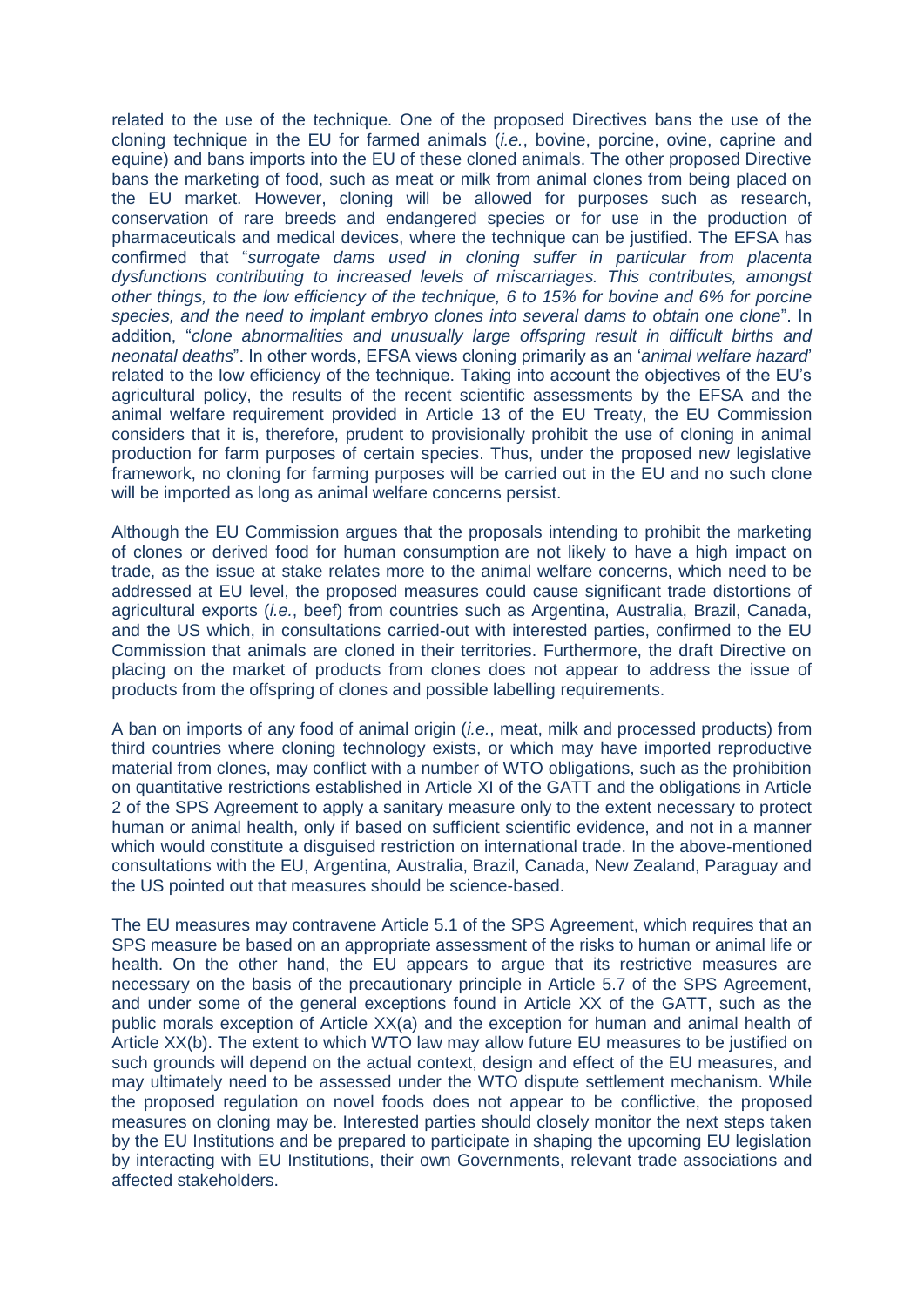related to the use of the technique. One of the proposed Directives bans the use of the cloning technique in the EU for farmed animals (*i.e.*, bovine, porcine, ovine, caprine and equine) and bans imports into the EU of these cloned animals. The other proposed Directive bans the marketing of food, such as meat or milk from animal clones from being placed on the EU market. However, cloning will be allowed for purposes such as research, conservation of rare breeds and endangered species or for use in the production of pharmaceuticals and medical devices, where the technique can be justified. The EFSA has confirmed that "*surrogate dams used in cloning suffer in particular from placenta dysfunctions contributing to increased levels of miscarriages. This contributes, amongst other things, to the low efficiency of the technique, 6 to 15% for bovine and 6% for porcine species, and the need to implant embryo clones into several dams to obtain one clone*". In addition, "*clone abnormalities and unusually large offspring result in difficult births and neonatal deaths*". In other words, EFSA views cloning primarily as an '*animal welfare hazard*' related to the low efficiency of the technique. Taking into account the objectives of the EU's agricultural policy, the results of the recent scientific assessments by the EFSA and the animal welfare requirement provided in Article 13 of the EU Treaty, the EU Commission considers that it is, therefore, prudent to provisionally prohibit the use of cloning in animal production for farm purposes of certain species. Thus, under the proposed new legislative framework, no cloning for farming purposes will be carried out in the EU and no such clone will be imported as long as animal welfare concerns persist.

Although the EU Commission argues that the proposals intending to prohibit the marketing of clones or derived food for human consumption are not likely to have a high impact on trade, as the issue at stake relates more to the animal welfare concerns, which need to be addressed at EU level, the proposed measures could cause significant trade distortions of agricultural exports (*i.e.*, beef) from countries such as Argentina, Australia, Brazil, Canada, and the US which, in consultations carried-out with interested parties, confirmed to the EU Commission that animals are cloned in their territories. Furthermore, the draft Directive on placing on the market of products from clones does not appear to address the issue of products from the offspring of clones and possible labelling requirements.

A ban on imports of any food of animal origin (*i.e.*, meat, milk and processed products) from third countries where cloning technology exists, or which may have imported reproductive material from clones, may conflict with a number of WTO obligations, such as the prohibition on quantitative restrictions established in Article XI of the GATT and the obligations in Article 2 of the SPS Agreement to apply a sanitary measure only to the extent necessary to protect human or animal health, only if based on sufficient scientific evidence, and not in a manner which would constitute a disguised restriction on international trade. In the above-mentioned consultations with the EU, Argentina, Australia, Brazil, Canada, New Zealand, Paraguay and the US pointed out that measures should be science-based.

The EU measures may contravene Article 5.1 of the SPS Agreement, which requires that an SPS measure be based on an appropriate assessment of the risks to human or animal life or health. On the other hand, the EU appears to argue that its restrictive measures are necessary on the basis of the precautionary principle in Article 5.7 of the SPS Agreement, and under some of the general exceptions found in Article XX of the GATT, such as the public morals exception of Article XX(a) and the exception for human and animal health of Article XX(b). The extent to which WTO law may allow future EU measures to be justified on such grounds will depend on the actual context, design and effect of the EU measures, and may ultimately need to be assessed under the WTO dispute settlement mechanism. While the proposed regulation on novel foods does not appear to be conflictive, the proposed measures on cloning may be. Interested parties should closely monitor the next steps taken by the EU Institutions and be prepared to participate in shaping the upcoming EU legislation by interacting with EU Institutions, their own Governments, relevant trade associations and affected stakeholders.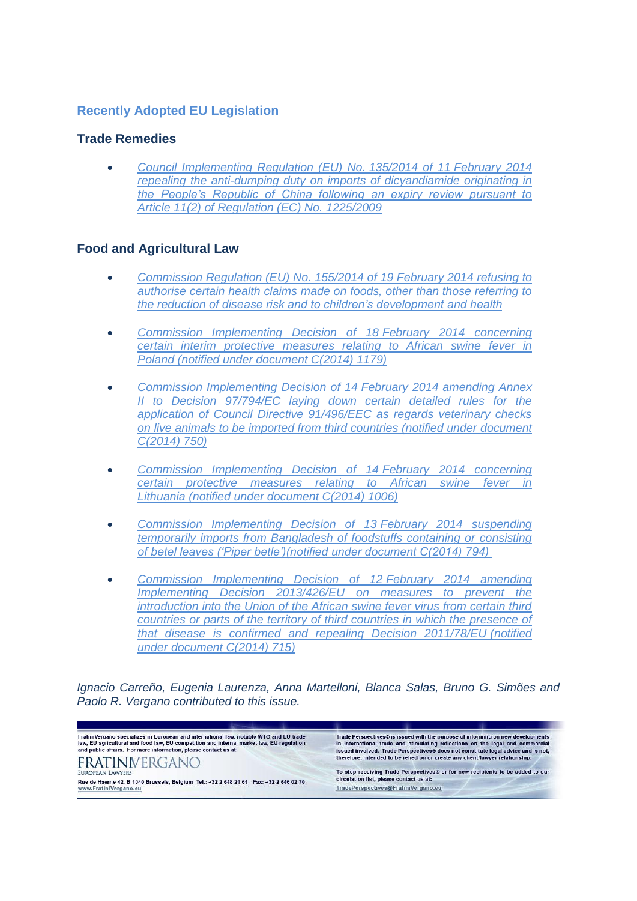## Recently Adopted EU Legislation

### Trade Remedies

- *Council Implementing Regulation (EU) No. 135/2014 of 11 February 2014 repealing the anti-dumping duty on imports of dicyandiamide originating in the People's Republic of China following an expiry review pursuant to Article 11(2) of Regulation (EC) No. 1225/2009*

### Food and Agricultural Law

- *Commission Regulation (EU) No. 155/2014 of 19 February 2014 refusing to authorise certain health claims made on foods, other than those referring to the reduction of disease risk and to children's development and health*

- *Commission Implementing Decision of 18 February 2014 concerning certain interim protective measures relating to African swine fever in Poland (notified under document C(2014) 1179)*

- *Commission Implementing Decision of 14 February 2014 amending Annex II to Decision 97/794/EC laying down certain detailed rules for the application of Council Directive 91/496/EEC as regards veterinary checks on live animals to be imported from third countries (notified under document C(2014) 750)*

- *Commission Implementing Decision of 14 February 2014 concerning certain protective measures relating to African swine fever in Lithuania (notified under document C(2014) 1006)*

- *Commission Implementing Decision of 13 February 2014 suspending temporarily imports from Bangladesh of foodstuffs containing or consisting of betel leaves ('Piper betle')(notified under document C(2014) 794)*

- *Commission Implementing Decision of 12 February 2014 amending Implementing Decision 2013/426/EU on measures to prevent the introduction into the Union of the African swine fever virus from certain third countries or parts of the territory of third countries in which the presence of that disease is confirmed and repealing Decision 2011/78/EU (notified under document C(2014) 715)*

*Ignacio Carreño, Eugenia Laurenza, Anna Martelloni, Blanca Salas, Bruno G. Simões and Paolo R. Vergano contributed to this issue.*

FratiniVergano specializes in European and international law, notably WTO and EU trade law, EU agricultural and food law, EU competition and internal market law, EU regulation and public affairs. For more information, please contact us at:

FRATINIVERGANO
EUROPEAN LAWYERS

Rue de Haerne 42, B-1040 Brussels, Belgium Tel.: +32 2 648 21 61 - Fax: +32 2 646 02 70
www.FratiniVergano.eu

Trade Perspectives© is issued with the purpose of informing on new developments in international trade and stimulating reflections on the legal and commercial issues involved. Trade Perspectives© does not constitute legal advice and is not, therefore, intended to be relied on or create any client/lawyer relationship.

To stop receiving Trade Perspectives© or for new recipients to be added to our circulation list, please contact us at:
TradePerspectives@FratiniVergano.eu